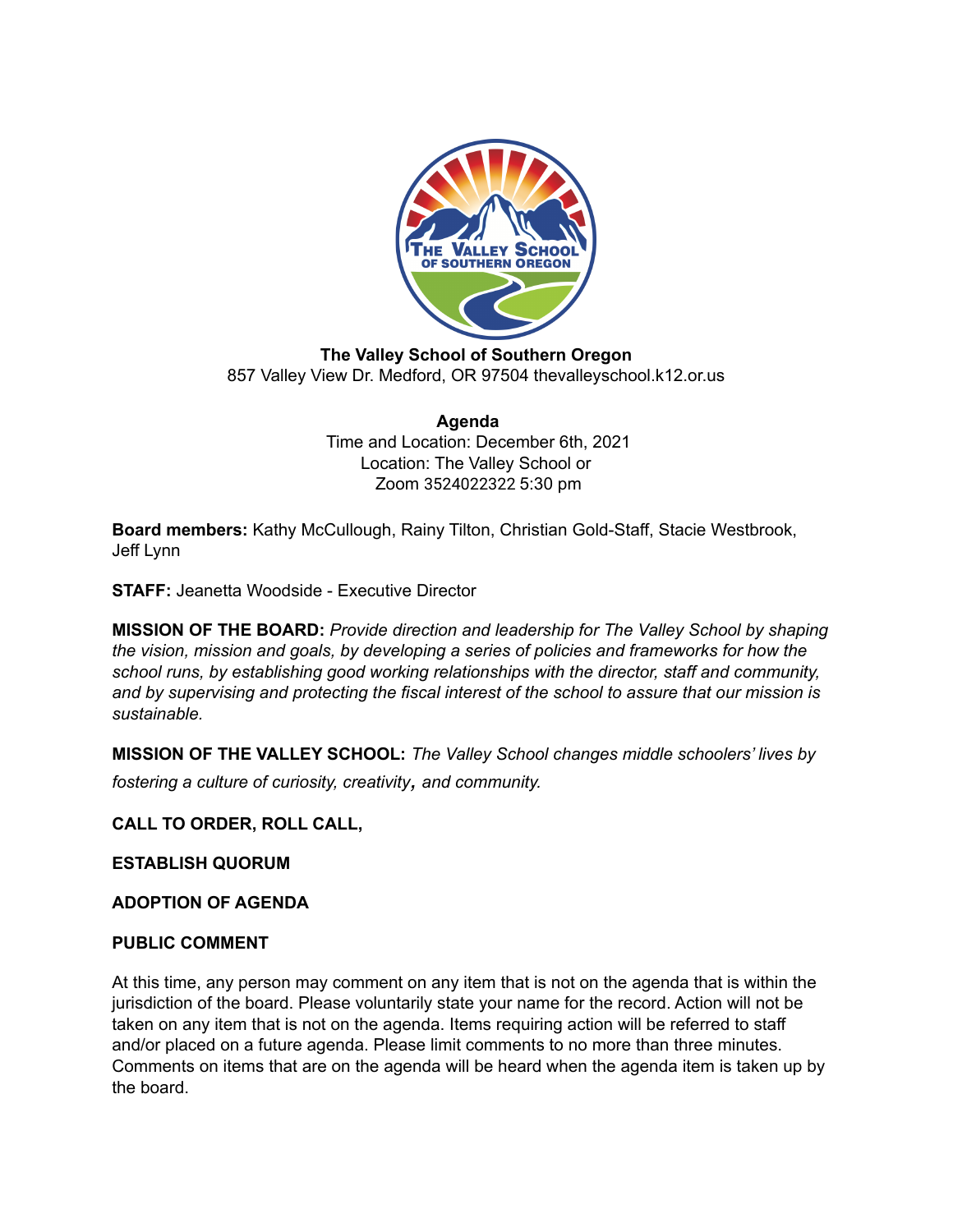**The Valley School of Southern Oregon**
857 Valley View Dr. Medford, OR 97504 thevalleyschool.k12.or.us

**Agenda**
Time and Location: December 6th, 2021
Location: The Valley School or
Zoom 3524022322 5:30 pm

**Board members:** Kathy McCullough, Rainy Tilton, Christian Gold-Staff, Stacie Westbrook, Jeff Lynn

**STAFF:** Jeanetta Woodside - Executive Director

**MISSION OF THE BOARD:** *Provide direction and leadership for The Valley School by shaping the vision, mission and goals, by developing a series of policies and frameworks for how the school runs, by establishing good working relationships with the director, staff and community, and by supervising and protecting the fiscal interest of the school to assure that our mission is sustainable.*

**MISSION OF THE VALLEY SCHOOL:** *The Valley School changes middle schoolers' lives by fostering a culture of curiosity, creativity, and community.*

**CALL TO ORDER, ROLL CALL,**

**ESTABLISH QUORUM**

**ADOPTION OF AGENDA**

**PUBLIC COMMENT**

At this time, any person may comment on any item that is not on the agenda that is within the jurisdiction of the board. Please voluntarily state your name for the record. Action will not be taken on any item that is not on the agenda. Items requiring action will be referred to staff and/or placed on a future agenda. Please limit comments to no more than three minutes. Comments on items that are on the agenda will be heard when the agenda item is taken up by the board.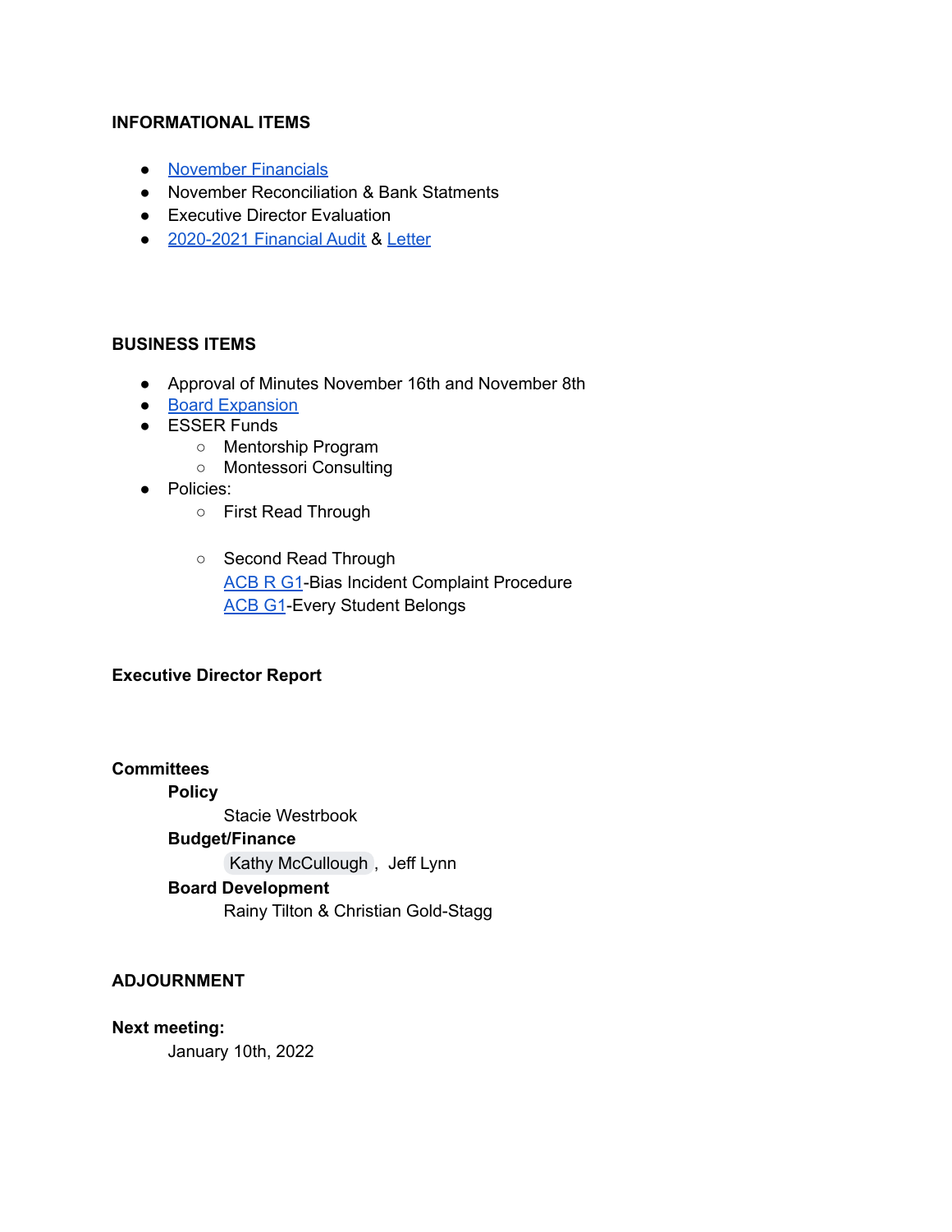**INFORMATIONAL ITEMS**

- November Financials
- November Reconciliation & Bank Statments
- Executive Director Evaluation
- 2020-2021 Financial Audit & Letter

**BUSINESS ITEMS**

- Approval of Minutes November 16th and November 8th
- Board Expansion
- ESSER Funds
  - Mentorship Program
  - Montessori Consulting
- Policies:
  - First Read Through
  - Second Read Through
    ACB R G1-Bias Incident Complaint Procedure
    ACB G1-Every Student Belongs

**Executive Director Report**

**Committees**

**Policy**

Stacie Westrbook

**Budget/Finance**

Kathy McCullough , Jeff Lynn

**Board Development**

Rainy Tilton & Christian Gold-Stagg

**ADJOURNMENT**

**Next meeting:**

January 10th, 2022